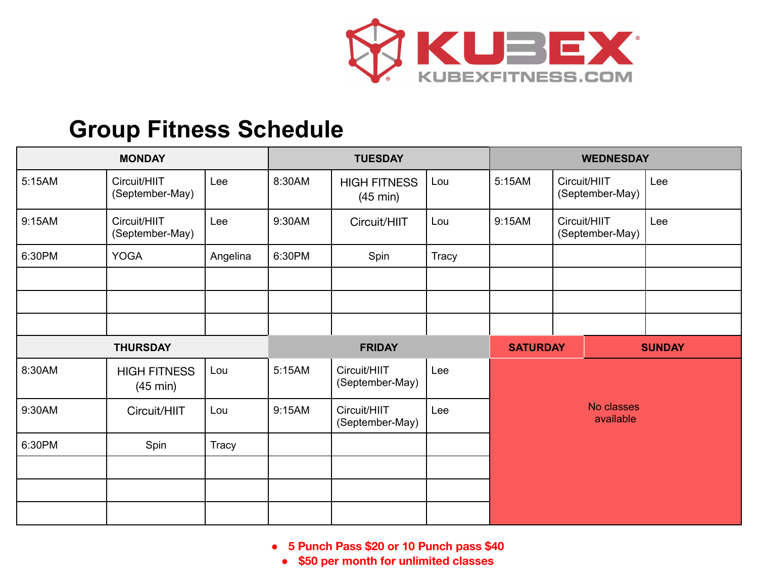KUBEX

KUBEXFITNESS.COM

# Group Fitness Schedule

| MONDAY | | | TUESDAY | | | WEDNESDAY | | |
|---|---|---|---|---|---|---|---|---|
| 5:15AM | Circuit/HIIT (September-May) | Lee | 8:30AM | HIGH FITNESS (45 min) | Lou | 5:15AM | Circuit/HIIT (September-May) | Lee |
| 9:15AM | Circuit/HIIT (September-May) | Lee | 9:30AM | Circuit/HIIT | Lou | 9:15AM | Circuit/HIIT (September-May) | Lee |
| 6:30PM | YOGA | Angelina | 6:30PM | Spin | Tracy | | | |
| | | | | | | | | |
| | | | | | | | | |
| | | | | | | | | |

| THURSDAY | | | FRIDAY | | | SATURDAY | SUNDAY |
|---|---|---|---|---|---|---|---|
| 8:30AM | HIGH FITNESS (45 min) | Lou | 5:15AM | Circuit/HIIT (September-May) | Lee | No classes available | |
| 9:30AM | Circuit/HIIT | Lou | 9:15AM | Circuit/HIIT (September-May) | Lee | | |
| 6:30PM | Spin | Tracy | | | | | |
| | | | | | | | |
| | | | | | | | |
| | | | | | | | |

- **5 Punch Pass $20 or 10 Punch pass $40**
- **$50 per month for unlimited classes**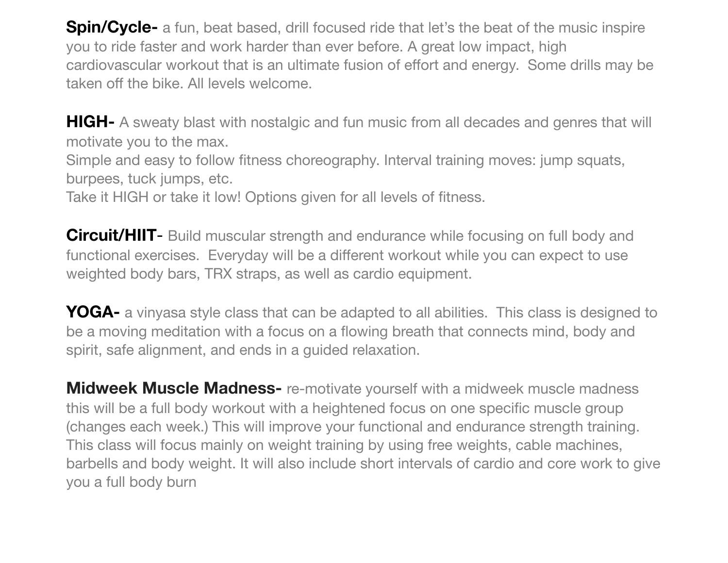**Spin/Cycle-** a fun, beat based, drill focused ride that let's the beat of the music inspire you to ride faster and work harder than ever before. A great low impact, high cardiovascular workout that is an ultimate fusion of effort and energy. Some drills may be taken off the bike. All levels welcome.

**HIGH-** A sweaty blast with nostalgic and fun music from all decades and genres that will motivate you to the max.
Simple and easy to follow fitness choreography. Interval training moves: jump squats, burpees, tuck jumps, etc.
Take it HIGH or take it low! Options given for all levels of fitness.

**Circuit/HIIT**- Build muscular strength and endurance while focusing on full body and functional exercises. Everyday will be a different workout while you can expect to use weighted body bars, TRX straps, as well as cardio equipment.

**YOGA-** a vinyasa style class that can be adapted to all abilities. This class is designed to be a moving meditation with a focus on a flowing breath that connects mind, body and spirit, safe alignment, and ends in a guided relaxation.

**Midweek Muscle Madness-** re-motivate yourself with a midweek muscle madness this will be a full body workout with a heightened focus on one specific muscle group (changes each week.) This will improve your functional and endurance strength training. This class will focus mainly on weight training by using free weights, cable machines, barbells and body weight. It will also include short intervals of cardio and core work to give you a full body burn